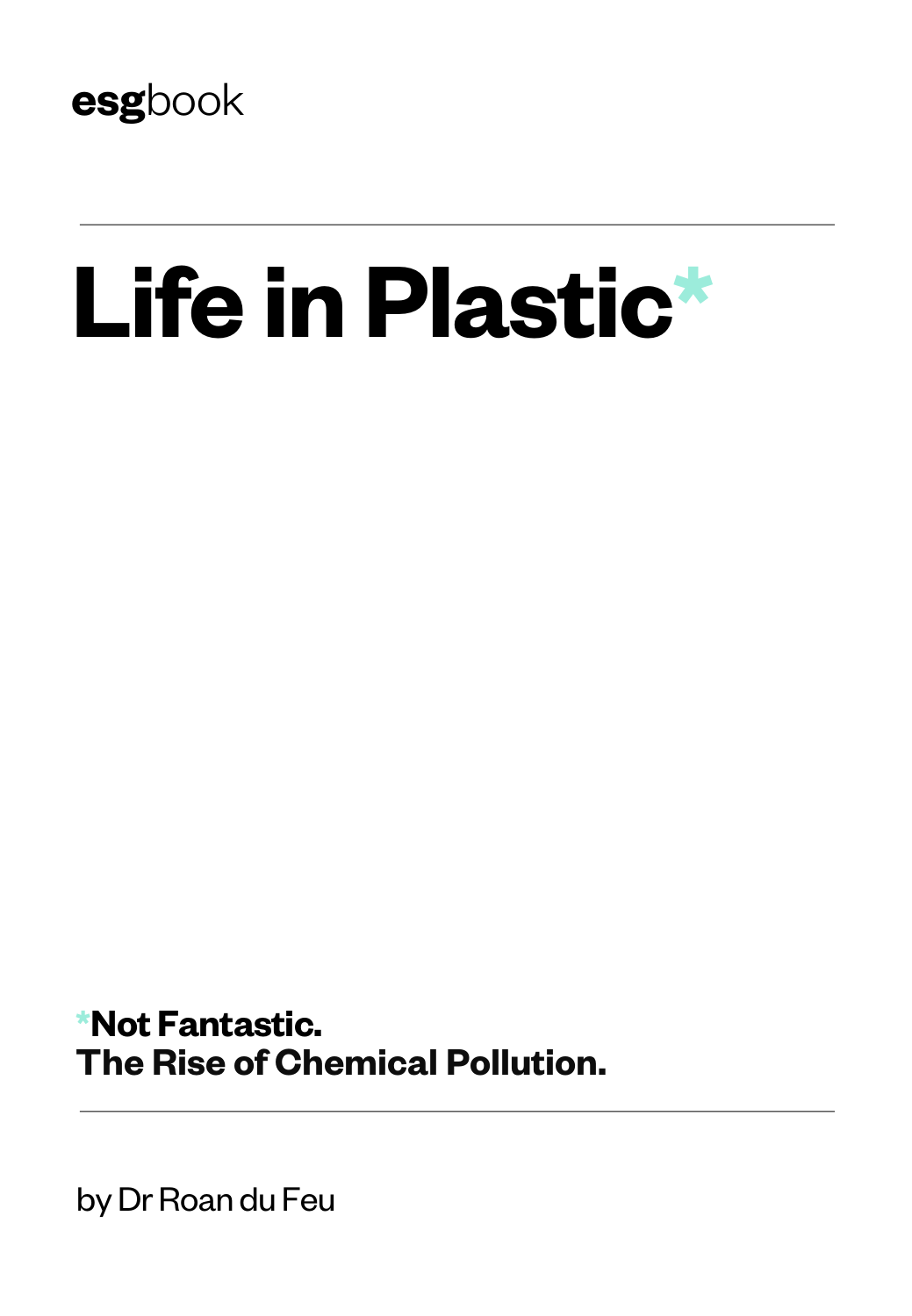esgbook

# Life in Plastic*

**\*Not Fantastic.**
**The Rise of Chemical Pollution.**

by Dr Roan du Feu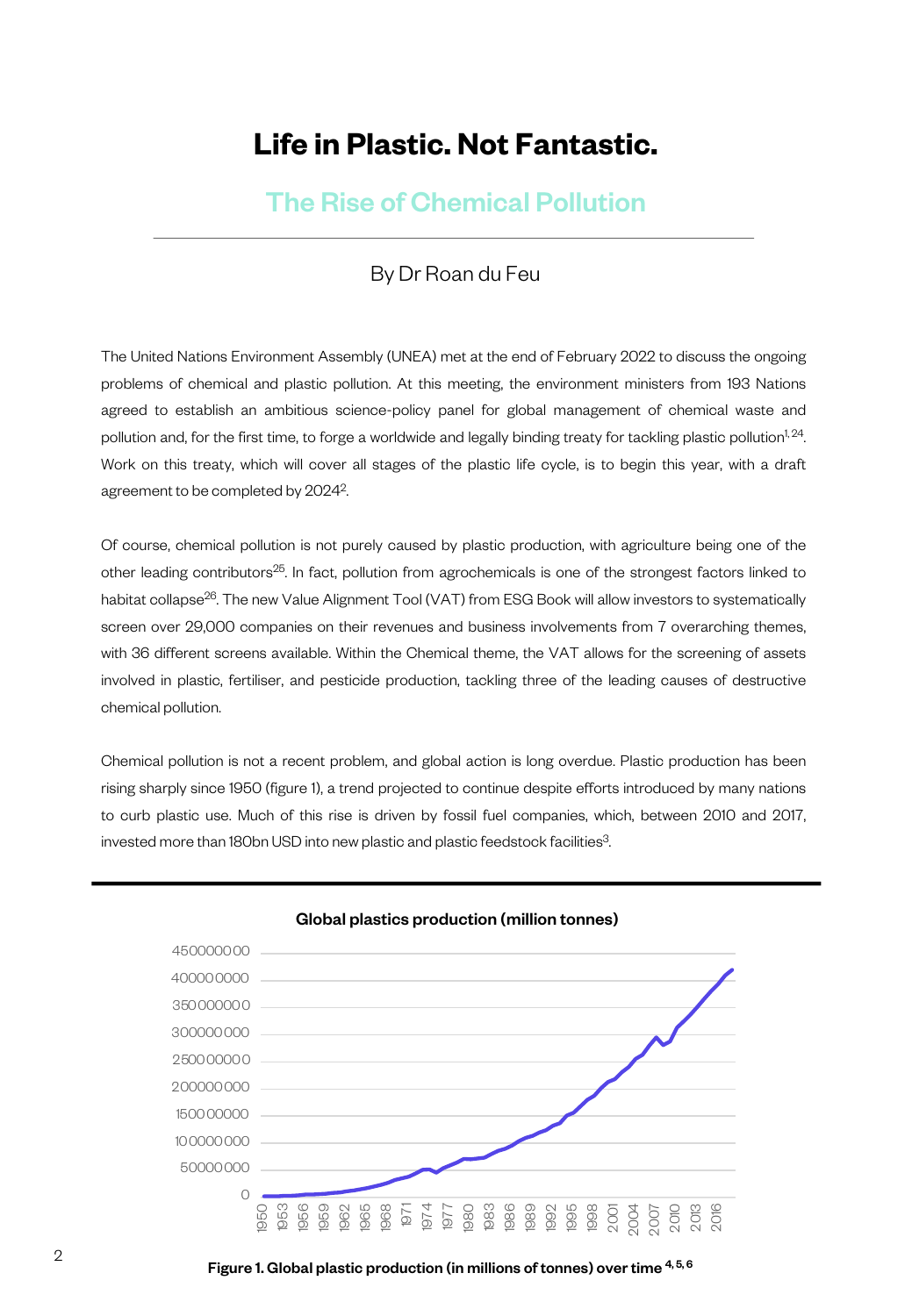# Life in Plastic. Not Fantastic.

## The Rise of Chemical Pollution

By Dr Roan du Feu

The United Nations Environment Assembly (UNEA) met at the end of February 2022 to discuss the ongoing problems of chemical and plastic pollution. At this meeting, the environment ministers from 193 Nations agreed to establish an ambitious science-policy panel for global management of chemical waste and pollution and, for the first time, to forge a worldwide and legally binding treaty for tackling plastic pollution[1, 24]. Work on this treaty, which will cover all stages of the plastic life cycle, is to begin this year, with a draft agreement to be completed by 2024[2].

Of course, chemical pollution is not purely caused by plastic production, with agriculture being one of the other leading contributors[25]. In fact, pollution from agrochemicals is one of the strongest factors linked to habitat collapse[26]. The new Value Alignment Tool (VAT) from ESG Book will allow investors to systematically screen over 29,000 companies on their revenues and business involvements from 7 overarching themes, with 36 different screens available. Within the Chemical theme, the VAT allows for the screening of assets involved in plastic, fertiliser, and pesticide production, tackling three of the leading causes of destructive chemical pollution.

Chemical pollution is not a recent problem, and global action is long overdue. Plastic production has been rising sharply since 1950 (figure 1), a trend projected to continue despite efforts introduced by many nations to curb plastic use. Much of this rise is driven by fossil fuel companies, which, between 2010 and 2017, invested more than 180bn USD into new plastic and plastic feedstock facilities[3].

**Global plastics production (million tonnes)**

**Figure 1. Global plastic production (in millions of tonnes) over time [4, 5, 6]**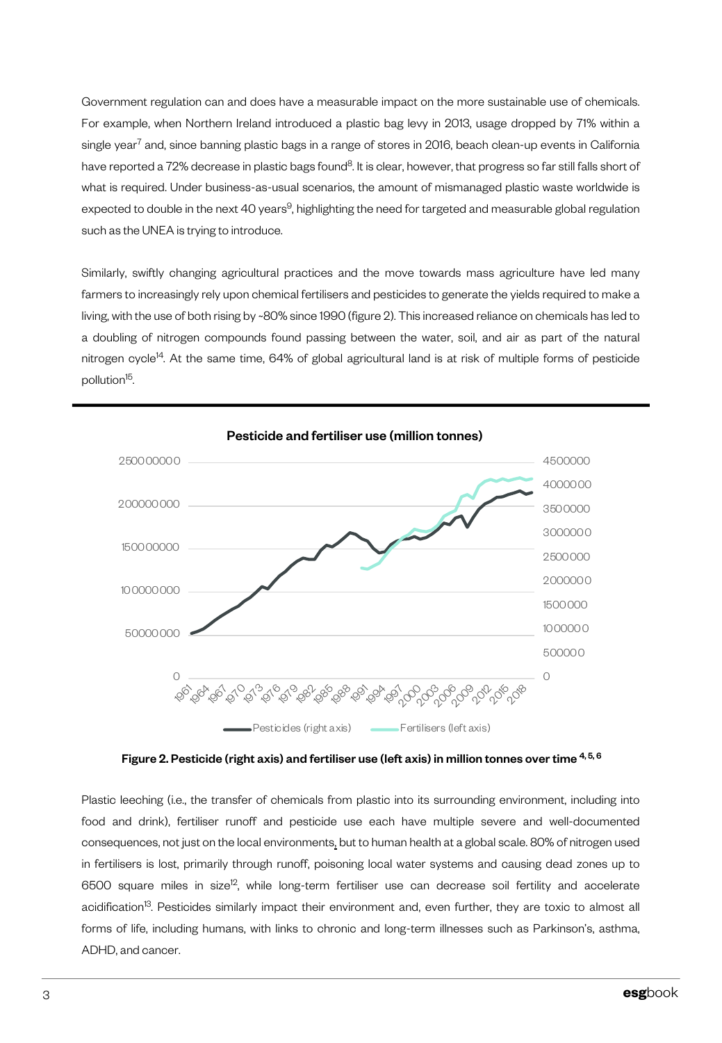Government regulation can and does have a measurable impact on the more sustainable use of chemicals. For example, when Northern Ireland introduced a plastic bag levy in 2013, usage dropped by 71% within a single year[7] and, since banning plastic bags in a range of stores in 2016, beach clean-up events in California have reported a 72% decrease in plastic bags found[8]. It is clear, however, that progress so far still falls short of what is required. Under business-as-usual scenarios, the amount of mismanaged plastic waste worldwide is expected to double in the next 40 years[9], highlighting the need for targeted and measurable global regulation such as the UNEA is trying to introduce.

Similarly, swiftly changing agricultural practices and the move towards mass agriculture have led many farmers to increasingly rely upon chemical fertilisers and pesticides to generate the yields required to make a living, with the use of both rising by ~80% since 1990 (figure 2). This increased reliance on chemicals has led to a doubling of nitrogen compounds found passing between the water, soil, and air as part of the natural nitrogen cycle[14]. At the same time, 64% of global agricultural land is at risk of multiple forms of pesticide pollution[15].

**Pesticide and fertiliser use (million tonnes)**

Figure 2. Pesticide (right axis) and fertiliser use (left axis) in million tonnes over time [4, 5, 6]

Plastic leeching (i.e., the transfer of chemicals from plastic into its surrounding environment, including into food and drink), fertiliser runoff and pesticide use each have multiple severe and well-documented consequences, not just on the local environments, but to human health at a global scale. 80% of nitrogen used in fertilisers is lost, primarily through runoff, poisoning local water systems and causing dead zones up to 6500 square miles in size[12], while long-term fertiliser use can decrease soil fertility and accelerate acidification[13]. Pesticides similarly impact their environment and, even further, they are toxic to almost all forms of life, including humans, with links to chronic and long-term illnesses such as Parkinson's, asthma, ADHD, and cancer.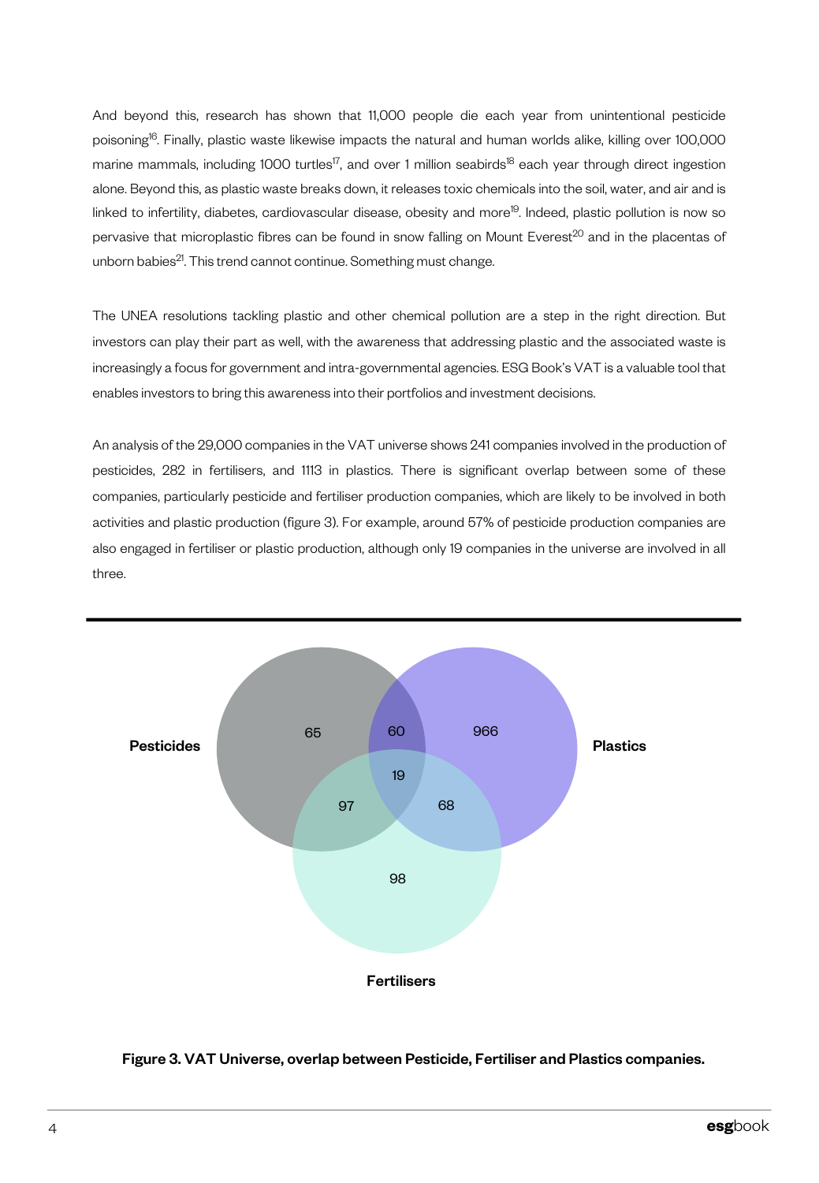And beyond this, research has shown that 11,000 people die each year from unintentional pesticide poisoning[16]. Finally, plastic waste likewise impacts the natural and human worlds alike, killing over 100,000 marine mammals, including 1000 turtles[17], and over 1 million seabirds[18] each year through direct ingestion alone. Beyond this, as plastic waste breaks down, it releases toxic chemicals into the soil, water, and air and is linked to infertility, diabetes, cardiovascular disease, obesity and more[19]. Indeed, plastic pollution is now so pervasive that microplastic fibres can be found in snow falling on Mount Everest[20] and in the placentas of unborn babies[21]. This trend cannot continue. Something must change.

The UNEA resolutions tackling plastic and other chemical pollution are a step in the right direction. But investors can play their part as well, with the awareness that addressing plastic and the associated waste is increasingly a focus for government and intra-governmental agencies. ESG Book's VAT is a valuable tool that enables investors to bring this awareness into their portfolios and investment decisions.

An analysis of the 29,000 companies in the VAT universe shows 241 companies involved in the production of pesticides, 282 in fertilisers, and 1113 in plastics. There is significant overlap between some of these companies, particularly pesticide and fertiliser production companies, which are likely to be involved in both activities and plastic production (figure 3). For example, around 57% of pesticide production companies are also engaged in fertiliser or plastic production, although only 19 companies in the universe are involved in all three.

| Segment | Companies |
| --- | --- |
| Pesticides only | 65 |
| Plastics only | 966 |
| Fertilisers only | 98 |
| Pesticides & Plastics | 60 |
| Pesticides & Fertilisers | 97 |
| Plastics & Fertilisers | 68 |
| Pesticides, Plastics & Fertilisers | 19 |

**Figure 3. VAT Universe, overlap between Pesticide, Fertiliser and Plastics companies.**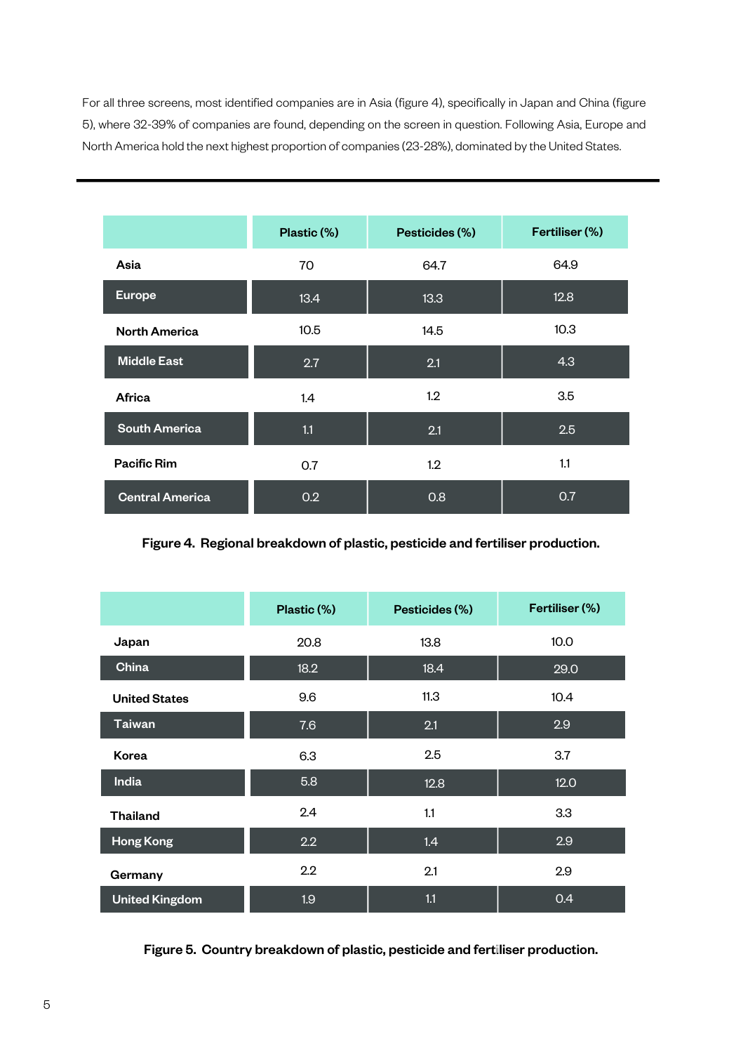For all three screens, most identified companies are in Asia (figure 4), specifically in Japan and China (figure 5), where 32-39% of companies are found, depending on the screen in question. Following Asia, Europe and North America hold the next highest proportion of companies (23-28%), dominated by the United States.

| | Plastic (%) | Pesticides (%) | Fertiliser (%) |
|---|---|---|---|
| Asia | 70 | 64.7 | 64.9 |
| Europe | 13.4 | 13.3 | 12.8 |
| North America | 10.5 | 14.5 | 10.3 |
| Middle East | 2.7 | 2.1 | 4.3 |
| Africa | 1.4 | 1.2 | 3.5 |
| South America | 1.1 | 2.1 | 2.5 |
| Pacific Rim | 0.7 | 1.2 | 1.1 |
| Central America | 0.2 | 0.8 | 0.7 |

**Figure 4. Regional breakdown of plastic, pesticide and fertiliser production.**

| | Plastic (%) | Pesticides (%) | Fertiliser (%) |
|---|---|---|---|
| Japan | 20.8 | 13.8 | 10.0 |
| China | 18.2 | 18.4 | 29.0 |
| United States | 9.6 | 11.3 | 10.4 |
| Taiwan | 7.6 | 2.1 | 2.9 |
| Korea | 6.3 | 2.5 | 3.7 |
| India | 5.8 | 12.8 | 12.0 |
| Thailand | 2.4 | 1.1 | 3.3 |
| Hong Kong | 2.2 | 1.4 | 2.9 |
| Germany | 2.2 | 2.1 | 2.9 |
| United Kingdom | 1.9 | 1.1 | 0.4 |

**Figure 5. Country breakdown of plastic, pesticide and fertiliser production.**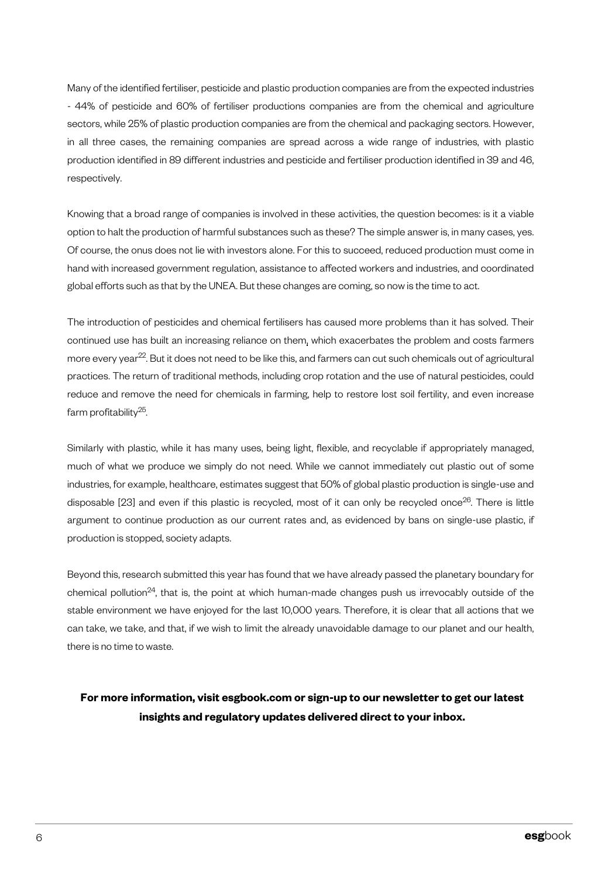Many of the identified fertiliser, pesticide and plastic production companies are from the expected industries - 44% of pesticide and 60% of fertiliser productions companies are from the chemical and agriculture sectors, while 25% of plastic production companies are from the chemical and packaging sectors. However, in all three cases, the remaining companies are spread across a wide range of industries, with plastic production identified in 89 different industries and pesticide and fertiliser production identified in 39 and 46, respectively.

Knowing that a broad range of companies is involved in these activities, the question becomes: is it a viable option to halt the production of harmful substances such as these? The simple answer is, in many cases, yes. Of course, the onus does not lie with investors alone. For this to succeed, reduced production must come in hand with increased government regulation, assistance to affected workers and industries, and coordinated global efforts such as that by the UNEA. But these changes are coming, so now is the time to act.

The introduction of pesticides and chemical fertilisers has caused more problems than it has solved. Their continued use has built an increasing reliance on them, which exacerbates the problem and costs farmers more every year[22]. But it does not need to be like this, and farmers can cut such chemicals out of agricultural practices. The return of traditional methods, including crop rotation and the use of natural pesticides, could reduce and remove the need for chemicals in farming, help to restore lost soil fertility, and even increase farm profitability[25].

Similarly with plastic, while it has many uses, being light, flexible, and recyclable if appropriately managed, much of what we produce we simply do not need. While we cannot immediately cut plastic out of some industries, for example, healthcare, estimates suggest that 50% of global plastic production is single-use and disposable [23] and even if this plastic is recycled, most of it can only be recycled once[26]. There is little argument to continue production as our current rates and, as evidenced by bans on single-use plastic, if production is stopped, society adapts.

Beyond this, research submitted this year has found that we have already passed the planetary boundary for chemical pollution[24], that is, the point at which human-made changes push us irrevocably outside of the stable environment we have enjoyed for the last 10,000 years. Therefore, it is clear that all actions that we can take, we take, and that, if we wish to limit the already unavoidable damage to our planet and our health, there is no time to waste.

**For more information, visit esgbook.com or sign-up to our newsletter to get our latest insights and regulatory updates delivered direct to your inbox.**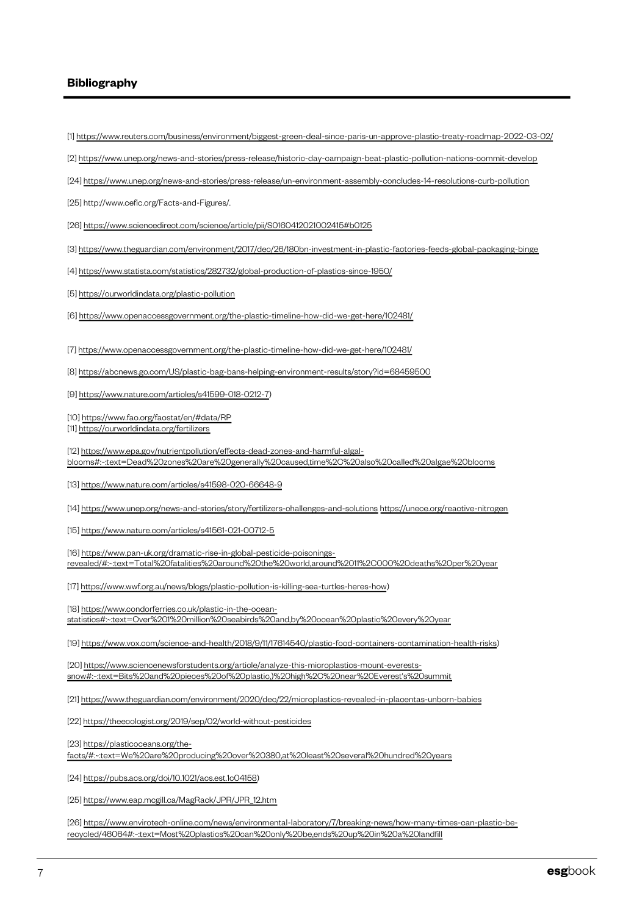## Bibliography

[1] https://www.reuters.com/business/environment/biggest-green-deal-since-paris-un-approve-plastic-treaty-roadmap-2022-03-02/

[2] https://www.unep.org/news-and-stories/press-release/historic-day-campaign-beat-plastic-pollution-nations-commit-develop

[24] https://www.unep.org/news-and-stories/press-release/un-environment-assembly-concludes-14-resolutions-curb-pollution

[25] http://www.cefic.org/Facts-and-Figures/.

[26] https://www.sciencedirect.com/science/article/pii/S0160412021002415#b0125

[3] https://www.theguardian.com/environment/2017/dec/26/180bn-investment-in-plastic-factories-feeds-global-packaging-binge

[4] https://www.statista.com/statistics/282732/global-production-of-plastics-since-1950/

[5] https://ourworldindata.org/plastic-pollution

[6] https://www.openaccessgovernment.org/the-plastic-timeline-how-did-we-get-here/102481/

[7] https://www.openaccessgovernment.org/the-plastic-timeline-how-did-we-get-here/102481/

[8] https://abcnews.go.com/US/plastic-bag-bans-helping-environment-results/story?id=68459500

[9] https://www.nature.com/articles/s41599-018-0212-7)

[10] https://www.fao.org/faostat/en/#data/RP
[11] https://ourworldindata.org/fertilizers

[12] https://www.epa.gov/nutrientpollution/effects-dead-zones-and-harmful-algal-blooms#:~:text=Dead%20zones%20are%20generally%20caused,time%2C%20also%20called%20algae%20blooms

[13] https://www.nature.com/articles/s41598-020-66648-9

[14] https://www.unep.org/news-and-stories/story/fertilizers-challenges-and-solutions https://unece.org/reactive-nitrogen

[15] https://www.nature.com/articles/s41561-021-00712-5

[16] https://www.pan-uk.org/dramatic-rise-in-global-pesticide-poisonings-revealed/#:~:text=Total%20fatalities%20around%20the%20world,around%2011%2C000%20deaths%20per%20year

[17] https://www.wwf.org.au/news/blogs/plastic-pollution-is-killing-sea-turtles-heres-how)

[18] https://www.condorferries.co.uk/plastic-in-the-ocean-statistics#:~:text=Over%201%20million%20seabirds%20and,by%20ocean%20plastic%20every%20year

[19] https://www.vox.com/science-and-health/2018/9/11/17614540/plastic-food-containers-contamination-health-risks)

[20] https://www.sciencenewsforstudents.org/article/analyze-this-microplastics-mount-everests-snow#:~:text=Bits%20and%20pieces%20of%20plastic,)%20high%2C%20near%20Everest's%20summit

[21] https://www.theguardian.com/environment/2020/dec/22/microplastics-revealed-in-placentas-unborn-babies

[22] https://theecologist.org/2019/sep/02/world-without-pesticides

[23] https://plasticoceans.org/the-facts/#:~:text=We%20are%20producing%20over%20380,at%20least%20several%20hundred%20years

[24] https://pubs.acs.org/doi/10.1021/acs.est.1c04158)

[25] https://www.eap.mcgill.ca/MagRack/JPR/JPR_12.htm

[26] https://www.envirotech-online.com/news/environmental-laboratory/7/breaking-news/how-many-times-can-plastic-be-recycled/46064#:~:text=Most%20plastics%20can%20only%20be,ends%20up%20in%20a%20landfill